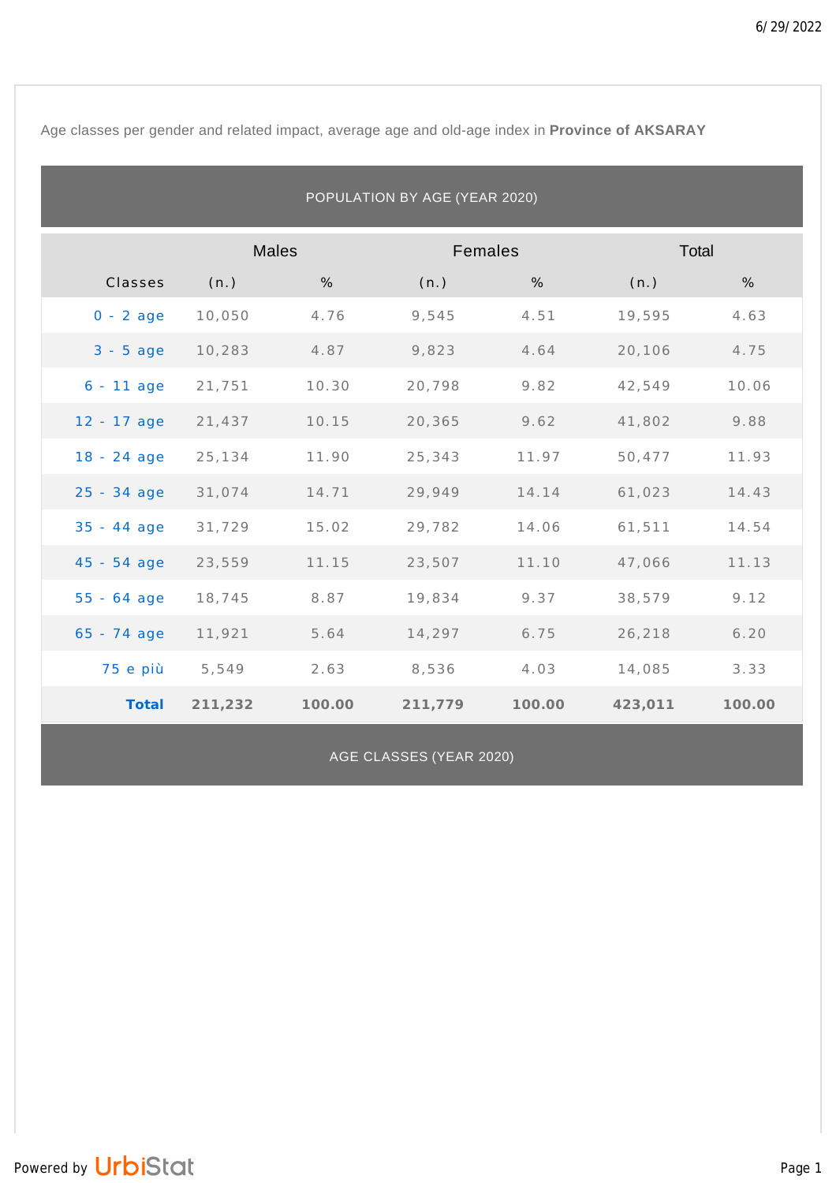Age classes per gender and related impact, average age and old-age index in **Province of AKSARAY**

## POPULATION BY AGE (YEAR 2020)

| | Males | | Females | | Total | |
|---|---|---|---|---|---|---|
| Classes | (n.) | % | (n.) | % | (n.) | % |
| 0 - 2 age | 10,050 | 4.76 | 9,545 | 4.51 | 19,595 | 4.63 |
| 3 - 5 age | 10,283 | 4.87 | 9,823 | 4.64 | 20,106 | 4.75 |
| 6 - 11 age | 21,751 | 10.30 | 20,798 | 9.82 | 42,549 | 10.06 |
| 12 - 17 age | 21,437 | 10.15 | 20,365 | 9.62 | 41,802 | 9.88 |
| 18 - 24 age | 25,134 | 11.90 | 25,343 | 11.97 | 50,477 | 11.93 |
| 25 - 34 age | 31,074 | 14.71 | 29,949 | 14.14 | 61,023 | 14.43 |
| 35 - 44 age | 31,729 | 15.02 | 29,782 | 14.06 | 61,511 | 14.54 |
| 45 - 54 age | 23,559 | 11.15 | 23,507 | 11.10 | 47,066 | 11.13 |
| 55 - 64 age | 18,745 | 8.87 | 19,834 | 9.37 | 38,579 | 9.12 |
| 65 - 74 age | 11,921 | 5.64 | 14,297 | 6.75 | 26,218 | 6.20 |
| 75 e più | 5,549 | 2.63 | 8,536 | 4.03 | 14,085 | 3.33 |
| **Total** | **211,232** | **100.00** | **211,779** | **100.00** | **423,011** | **100.00** |

## AGE CLASSES (YEAR 2020)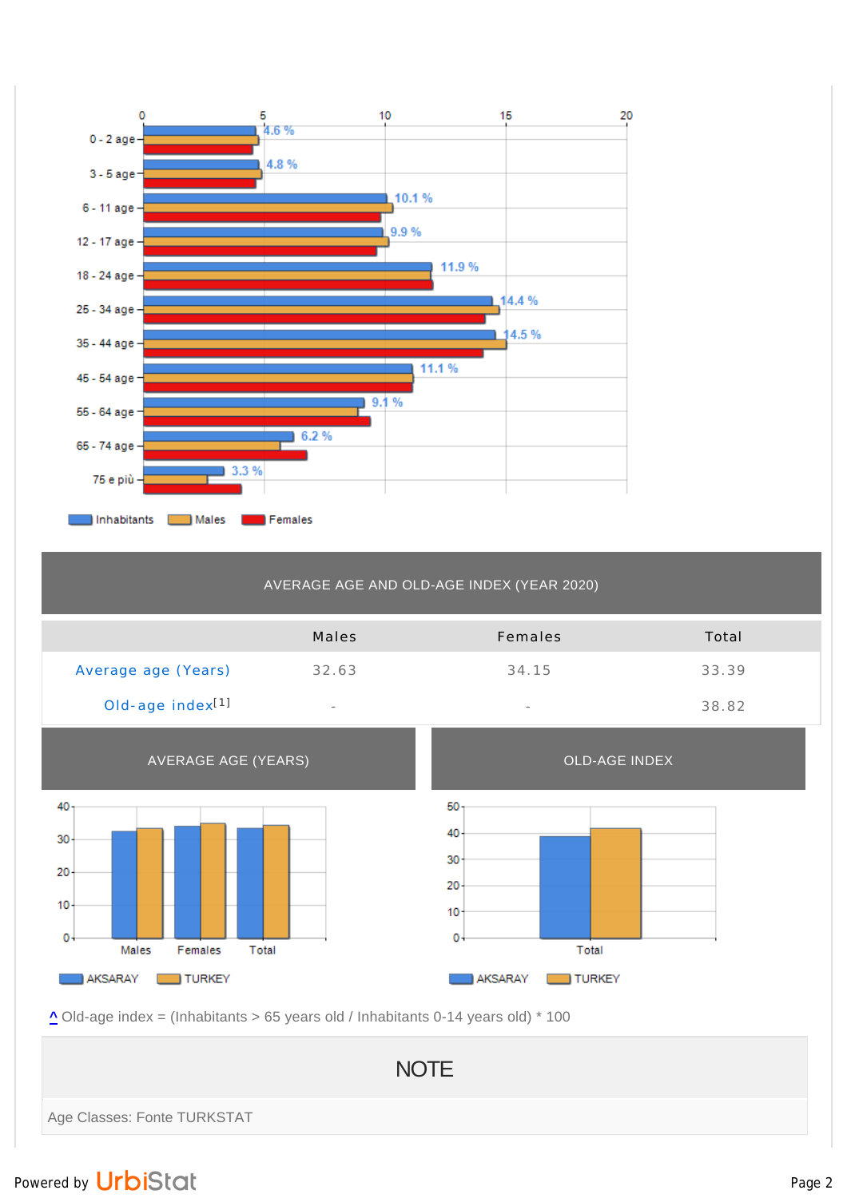| 0 - 2 age | 4.6 % |
|---|---|
| 3 - 5 age | 4.8 % |
| 6 - 11 age | 10.1 % |
| 12 - 17 age | 9.9 % |
| 18 - 24 age | 11.9 % |
| 25 - 34 age | 14.4 % |
| 35 - 44 age | 14.5 % |
| 45 - 54 age | 11.1 % |
| 55 - 64 age | 9.1 % |
| 65 - 74 age | 6.2 % |
| 75 e più | 3.3 % |

Inhabitants Males Females

## AVERAGE AGE AND OLD-AGE INDEX (YEAR 2020)

| | Males | Females | Total |
|---|---|---|---|
| Average age (Years) | 32.63 | 34.15 | 33.39 |
| Old-age index[1] | - | - | 38.82 |

### AVERAGE AGE (YEARS)

AKSARAY TURKEY

### OLD-AGE INDEX

AKSARAY TURKEY

^ Old-age index = (Inhabitants > 65 years old / Inhabitants 0-14 years old) * 100

## NOTE

Age Classes: Fonte TURKSTAT

Powered by UrbiStat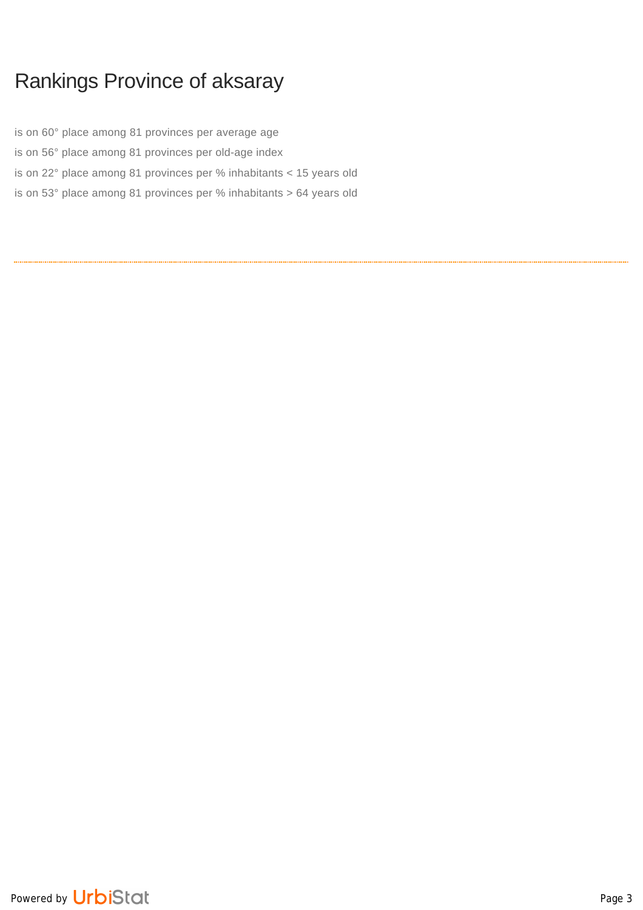# Rankings Province of aksaray

is on 60° place among 81 provinces per average age

is on 56° place among 81 provinces per old-age index

is on 22° place among 81 provinces per % inhabitants < 15 years old

is on 53° place among 81 provinces per % inhabitants > 64 years old